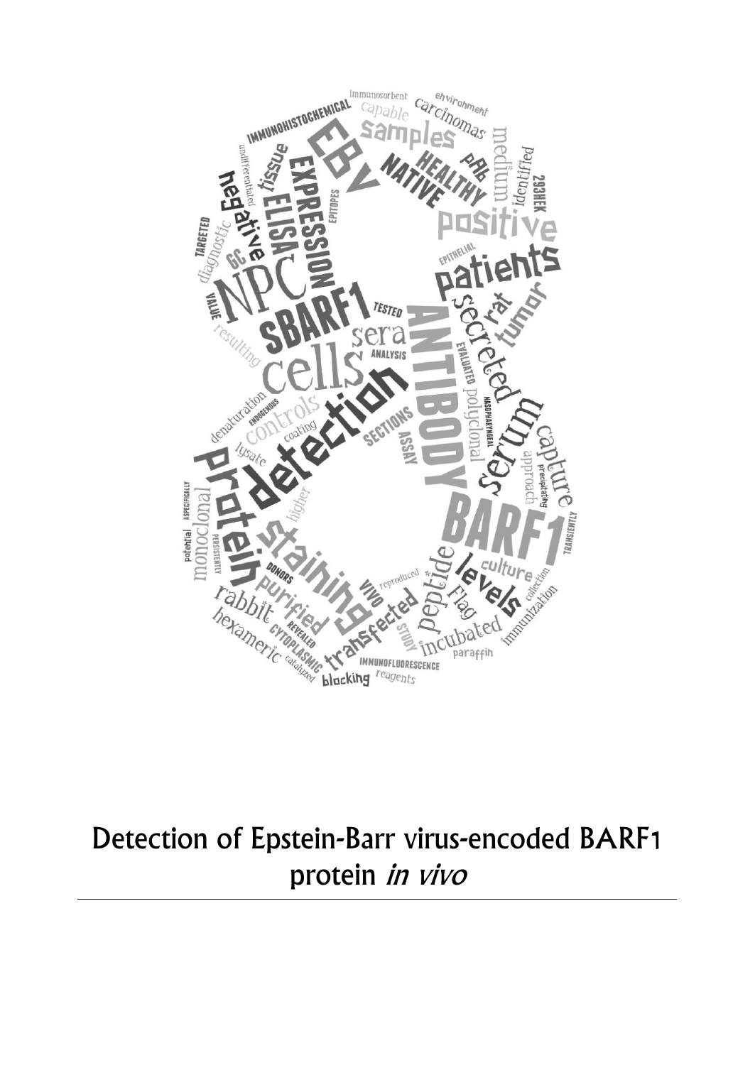# Detection of Epstein-Barr virus-encoded BARF1 protein *in vivo*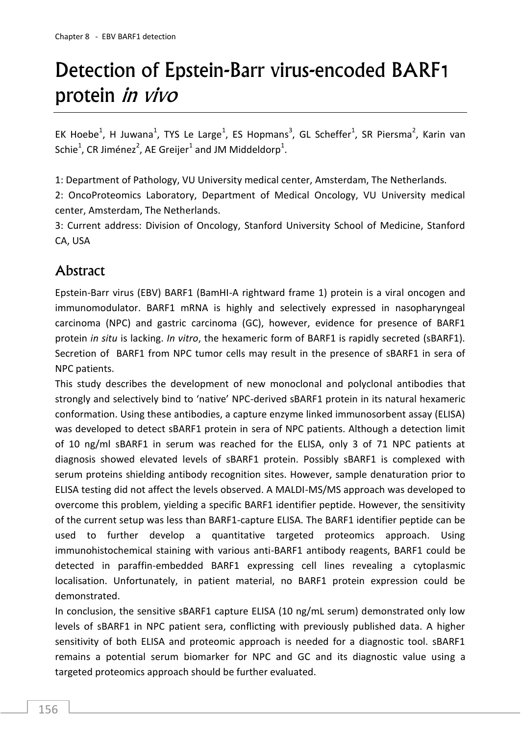# Detection of Epstein-Barr virus-encoded BARF1 protein *in vivo*

EK Hoebe[1], H Juwana[1], TYS Le Large[1], ES Hopmans[3], GL Scheffer[1], SR Piersma[2], Karin van Schie[1], CR Jiménez[2], AE Greijer[1] and JM Middeldorp[1].

1: Department of Pathology, VU University medical center, Amsterdam, The Netherlands.

2: OncoProteomics Laboratory, Department of Medical Oncology, VU University medical center, Amsterdam, The Netherlands.

3: Current address: Division of Oncology, Stanford University School of Medicine, Stanford CA, USA

## Abstract

Epstein-Barr virus (EBV) BARF1 (BamHI-A rightward frame 1) protein is a viral oncogen and immunomodulator. BARF1 mRNA is highly and selectively expressed in nasopharyngeal carcinoma (NPC) and gastric carcinoma (GC), however, evidence for presence of BARF1 protein *in situ* is lacking. *In vitro*, the hexameric form of BARF1 is rapidly secreted (sBARF1). Secretion of BARF1 from NPC tumor cells may result in the presence of sBARF1 in sera of NPC patients.

This study describes the development of new monoclonal and polyclonal antibodies that strongly and selectively bind to 'native' NPC-derived sBARF1 protein in its natural hexameric conformation. Using these antibodies, a capture enzyme linked immunosorbent assay (ELISA) was developed to detect sBARF1 protein in sera of NPC patients. Although a detection limit of 10 ng/ml sBARF1 in serum was reached for the ELISA, only 3 of 71 NPC patients at diagnosis showed elevated levels of sBARF1 protein. Possibly sBARF1 is complexed with serum proteins shielding antibody recognition sites. However, sample denaturation prior to ELISA testing did not affect the levels observed. A MALDI-MS/MS approach was developed to overcome this problem, yielding a specific BARF1 identifier peptide. However, the sensitivity of the current setup was less than BARF1-capture ELISA. The BARF1 identifier peptide can be used to further develop a quantitative targeted proteomics approach. Using immunohistochemical staining with various anti-BARF1 antibody reagents, BARF1 could be detected in paraffin-embedded BARF1 expressing cell lines revealing a cytoplasmic localisation. Unfortunately, in patient material, no BARF1 protein expression could be demonstrated.

In conclusion, the sensitive sBARF1 capture ELISA (10 ng/mL serum) demonstrated only low levels of sBARF1 in NPC patient sera, conflicting with previously published data. A higher sensitivity of both ELISA and proteomic approach is needed for a diagnostic tool. sBARF1 remains a potential serum biomarker for NPC and GC and its diagnostic value using a targeted proteomics approach should be further evaluated.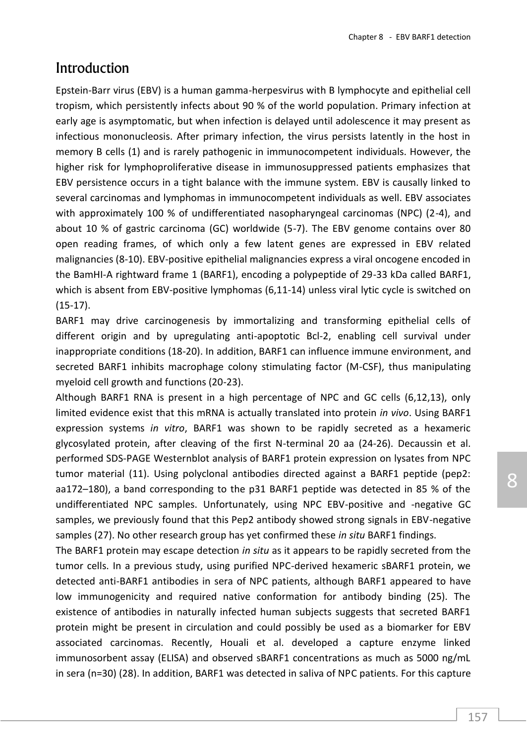## Introduction

Epstein-Barr virus (EBV) is a human gamma-herpesvirus with B lymphocyte and epithelial cell tropism, which persistently infects about 90 % of the world population. Primary infection at early age is asymptomatic, but when infection is delayed until adolescence it may present as infectious mononucleosis. After primary infection, the virus persists latently in the host in memory B cells (1) and is rarely pathogenic in immunocompetent individuals. However, the higher risk for lymphoproliferative disease in immunosuppressed patients emphasizes that EBV persistence occurs in a tight balance with the immune system. EBV is causally linked to several carcinomas and lymphomas in immunocompetent individuals as well. EBV associates with approximately 100 % of undifferentiated nasopharyngeal carcinomas (NPC) (2-4), and about 10 % of gastric carcinoma (GC) worldwide (5-7). The EBV genome contains over 80 open reading frames, of which only a few latent genes are expressed in EBV related malignancies (8-10). EBV-positive epithelial malignancies express a viral oncogene encoded in the BamHI-A rightward frame 1 (BARF1), encoding a polypeptide of 29-33 kDa called BARF1, which is absent from EBV-positive lymphomas (6,11-14) unless viral lytic cycle is switched on (15-17).

BARF1 may drive carcinogenesis by immortalizing and transforming epithelial cells of different origin and by upregulating anti-apoptotic Bcl-2, enabling cell survival under inappropriate conditions (18-20). In addition, BARF1 can influence immune environment, and secreted BARF1 inhibits macrophage colony stimulating factor (M-CSF), thus manipulating myeloid cell growth and functions (20-23).

Although BARF1 RNA is present in a high percentage of NPC and GC cells (6,12,13), only limited evidence exist that this mRNA is actually translated into protein *in vivo*. Using BARF1 expression systems *in vitro*, BARF1 was shown to be rapidly secreted as a hexameric glycosylated protein, after cleaving of the first N-terminal 20 aa (24-26). Decaussin et al. performed SDS-PAGE Westernblot analysis of BARF1 protein expression on lysates from NPC tumor material (11). Using polyclonal antibodies directed against a BARF1 peptide (pep2: aa172–180), a band corresponding to the p31 BARF1 peptide was detected in 85 % of the undifferentiated NPC samples. Unfortunately, using NPC EBV-positive and -negative GC samples, we previously found that this Pep2 antibody showed strong signals in EBV-negative samples (27). No other research group has yet confirmed these *in situ* BARF1 findings.

The BARF1 protein may escape detection *in situ* as it appears to be rapidly secreted from the tumor cells. In a previous study, using purified NPC-derived hexameric sBARF1 protein, we detected anti-BARF1 antibodies in sera of NPC patients, although BARF1 appeared to have low immunogenicity and required native conformation for antibody binding (25). The existence of antibodies in naturally infected human subjects suggests that secreted BARF1 protein might be present in circulation and could possibly be used as a biomarker for EBV associated carcinomas. Recently, Houali et al. developed a capture enzyme linked immunosorbent assay (ELISA) and observed sBARF1 concentrations as much as 5000 ng/mL in sera (n=30) (28). In addition, BARF1 was detected in saliva of NPC patients. For this capture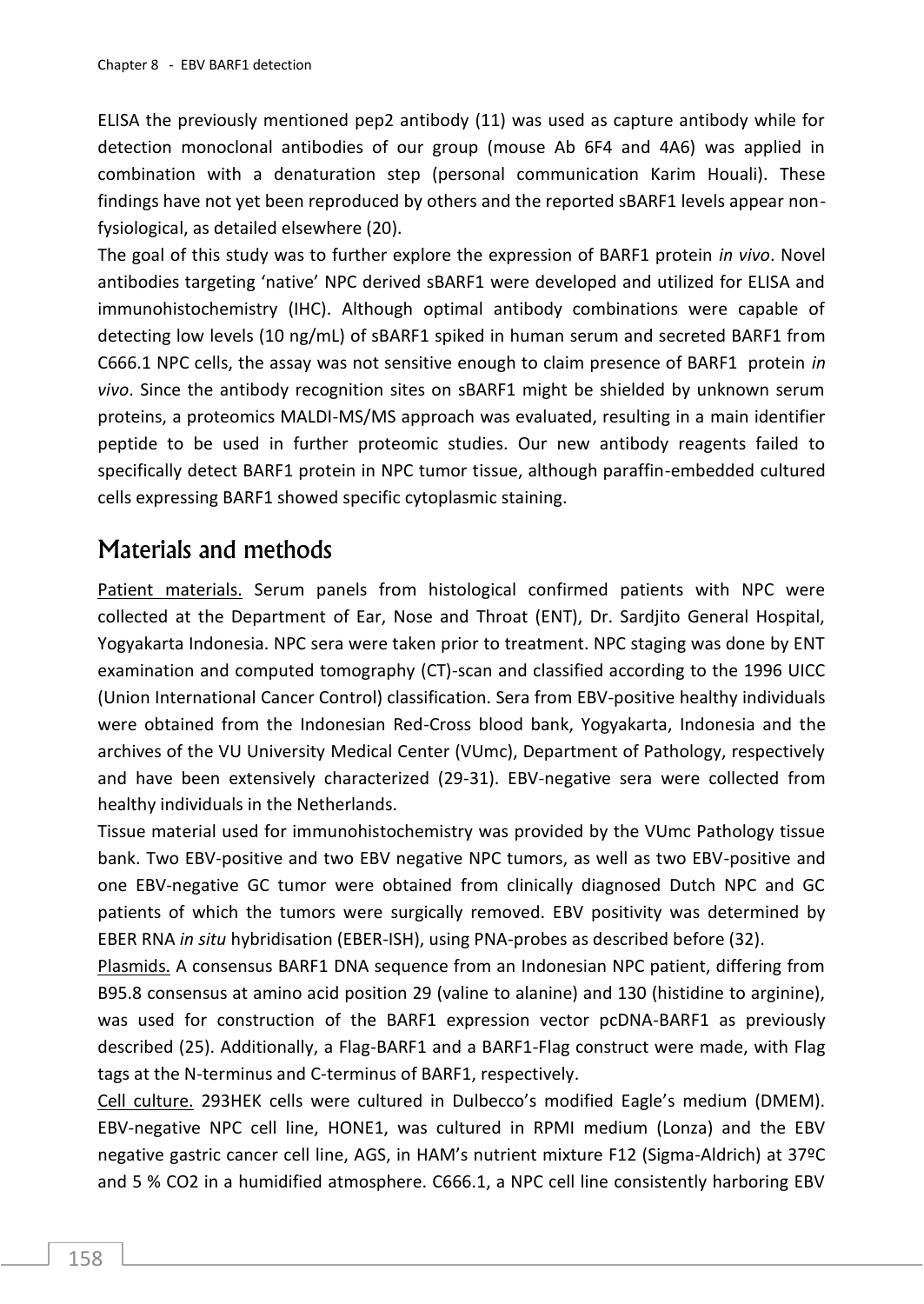ELISA the previously mentioned pep2 antibody (11) was used as capture antibody while for detection monoclonal antibodies of our group (mouse Ab 6F4 and 4A6) was applied in combination with a denaturation step (personal communication Karim Houali). These findings have not yet been reproduced by others and the reported sBARF1 levels appear non-fysiological, as detailed elsewhere (20).

The goal of this study was to further explore the expression of BARF1 protein *in vivo*. Novel antibodies targeting 'native' NPC derived sBARF1 were developed and utilized for ELISA and immunohistochemistry (IHC). Although optimal antibody combinations were capable of detecting low levels (10 ng/mL) of sBARF1 spiked in human serum and secreted BARF1 from C666.1 NPC cells, the assay was not sensitive enough to claim presence of BARF1 protein *in vivo*. Since the antibody recognition sites on sBARF1 might be shielded by unknown serum proteins, a proteomics MALDI-MS/MS approach was evaluated, resulting in a main identifier peptide to be used in further proteomic studies. Our new antibody reagents failed to specifically detect BARF1 protein in NPC tumor tissue, although paraffin-embedded cultured cells expressing BARF1 showed specific cytoplasmic staining.

## Materials and methods

Patient materials. Serum panels from histological confirmed patients with NPC were collected at the Department of Ear, Nose and Throat (ENT), Dr. Sardjito General Hospital, Yogyakarta Indonesia. NPC sera were taken prior to treatment. NPC staging was done by ENT examination and computed tomography (CT)-scan and classified according to the 1996 UICC (Union International Cancer Control) classification. Sera from EBV-positive healthy individuals were obtained from the Indonesian Red-Cross blood bank, Yogyakarta, Indonesia and the archives of the VU University Medical Center (VUmc), Department of Pathology, respectively and have been extensively characterized (29-31). EBV-negative sera were collected from healthy individuals in the Netherlands.

Tissue material used for immunohistochemistry was provided by the VUmc Pathology tissue bank. Two EBV-positive and two EBV negative NPC tumors, as well as two EBV-positive and one EBV-negative GC tumor were obtained from clinically diagnosed Dutch NPC and GC patients of which the tumors were surgically removed. EBV positivity was determined by EBER RNA *in situ* hybridisation (EBER-ISH), using PNA-probes as described before (32).

Plasmids. A consensus BARF1 DNA sequence from an Indonesian NPC patient, differing from B95.8 consensus at amino acid position 29 (valine to alanine) and 130 (histidine to arginine), was used for construction of the BARF1 expression vector pcDNA-BARF1 as previously described (25). Additionally, a Flag-BARF1 and a BARF1-Flag construct were made, with Flag tags at the N-terminus and C-terminus of BARF1, respectively.

Cell culture. 293HEK cells were cultured in Dulbecco's modified Eagle's medium (DMEM). EBV-negative NPC cell line, HONE1, was cultured in RPMI medium (Lonza) and the EBV negative gastric cancer cell line, AGS, in HAM's nutrient mixture F12 (Sigma-Aldrich) at 37ºC and 5 % $CO_2$ in a humidified atmosphere. C666.1, a NPC cell line consistently harboring EBV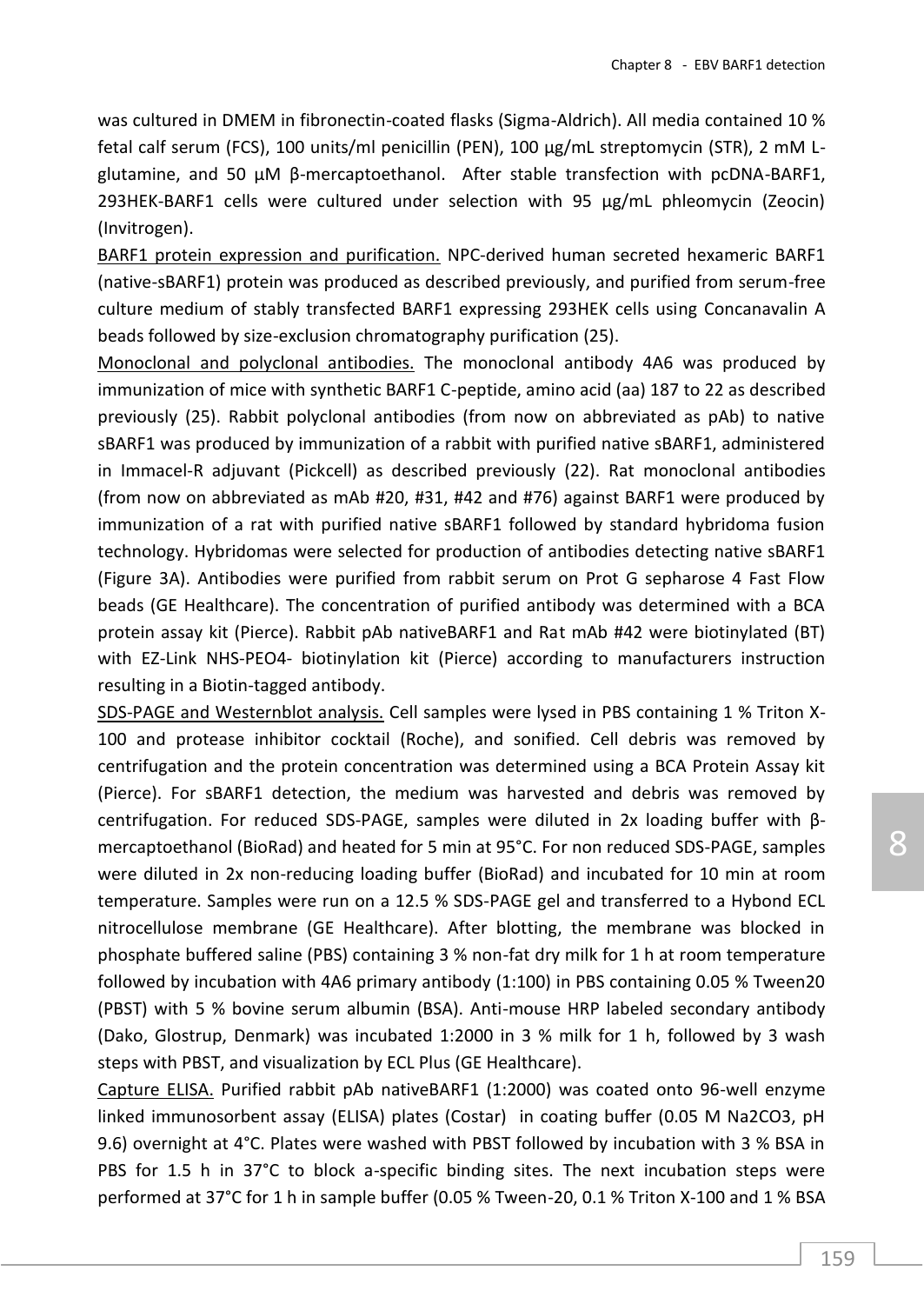was cultured in DMEM in fibronectin-coated flasks (Sigma-Aldrich). All media contained 10 % fetal calf serum (FCS), 100 units/ml penicillin (PEN), 100 µg/mL streptomycin (STR), 2 mM L-glutamine, and 50 µM β-mercaptoethanol. After stable transfection with pcDNA-BARF1, 293HEK-BARF1 cells were cultured under selection with 95 µg/mL phleomycin (Zeocin) (Invitrogen).

<u>BARF1 protein expression and purification.</u> NPC-derived human secreted hexameric BARF1 (native-sBARF1) protein was produced as described previously, and purified from serum-free culture medium of stably transfected BARF1 expressing 293HEK cells using Concanavalin A beads followed by size-exclusion chromatography purification (25).

<u>Monoclonal and polyclonal antibodies.</u> The monoclonal antibody 4A6 was produced by immunization of mice with synthetic BARF1 C-peptide, amino acid (aa) 187 to 22 as described previously (25). Rabbit polyclonal antibodies (from now on abbreviated as pAb) to native sBARF1 was produced by immunization of a rabbit with purified native sBARF1, administered in Immacel-R adjuvant (Pickcell) as described previously (22). Rat monoclonal antibodies (from now on abbreviated as mAb #20, #31, #42 and #76) against BARF1 were produced by immunization of a rat with purified native sBARF1 followed by standard hybridoma fusion technology. Hybridomas were selected for production of antibodies detecting native sBARF1 (Figure 3A). Antibodies were purified from rabbit serum on Prot G sepharose 4 Fast Flow beads (GE Healthcare). The concentration of purified antibody was determined with a BCA protein assay kit (Pierce). Rabbit pAb nativeBARF1 and Rat mAb #42 were biotinylated (BT) with EZ-Link NHS-PEO4- biotinylation kit (Pierce) according to manufacturers instruction resulting in a Biotin-tagged antibody.

<u>SDS-PAGE and Westernblot analysis.</u> Cell samples were lysed in PBS containing 1 % Triton X-100 and protease inhibitor cocktail (Roche), and sonified. Cell debris was removed by centrifugation and the protein concentration was determined using a BCA Protein Assay kit (Pierce). For sBARF1 detection, the medium was harvested and debris was removed by centrifugation. For reduced SDS-PAGE, samples were diluted in 2x loading buffer with β-mercaptoethanol (BioRad) and heated for 5 min at 95°C. For non reduced SDS-PAGE, samples were diluted in 2x non-reducing loading buffer (BioRad) and incubated for 10 min at room temperature. Samples were run on a 12.5 % SDS-PAGE gel and transferred to a Hybond ECL nitrocellulose membrane (GE Healthcare). After blotting, the membrane was blocked in phosphate buffered saline (PBS) containing 3 % non-fat dry milk for 1 h at room temperature followed by incubation with 4A6 primary antibody (1:100) in PBS containing 0.05 % Tween20 (PBST) with 5 % bovine serum albumin (BSA). Anti-mouse HRP labeled secondary antibody (Dako, Glostrup, Denmark) was incubated 1:2000 in 3 % milk for 1 h, followed by 3 wash steps with PBST, and visualization by ECL Plus (GE Healthcare).

<u>Capture ELISA.</u> Purified rabbit pAb nativeBARF1 (1:2000) was coated onto 96-well enzyme linked immunosorbent assay (ELISA) plates (Costar) in coating buffer (0.05 M $Na_2CO_3$, pH 9.6) overnight at 4°C. Plates were washed with PBST followed by incubation with 3 % BSA in PBS for 1.5 h in 37°C to block a-specific binding sites. The next incubation steps were performed at 37°C for 1 h in sample buffer (0.05 % Tween-20, 0.1 % Triton X-100 and 1 % BSA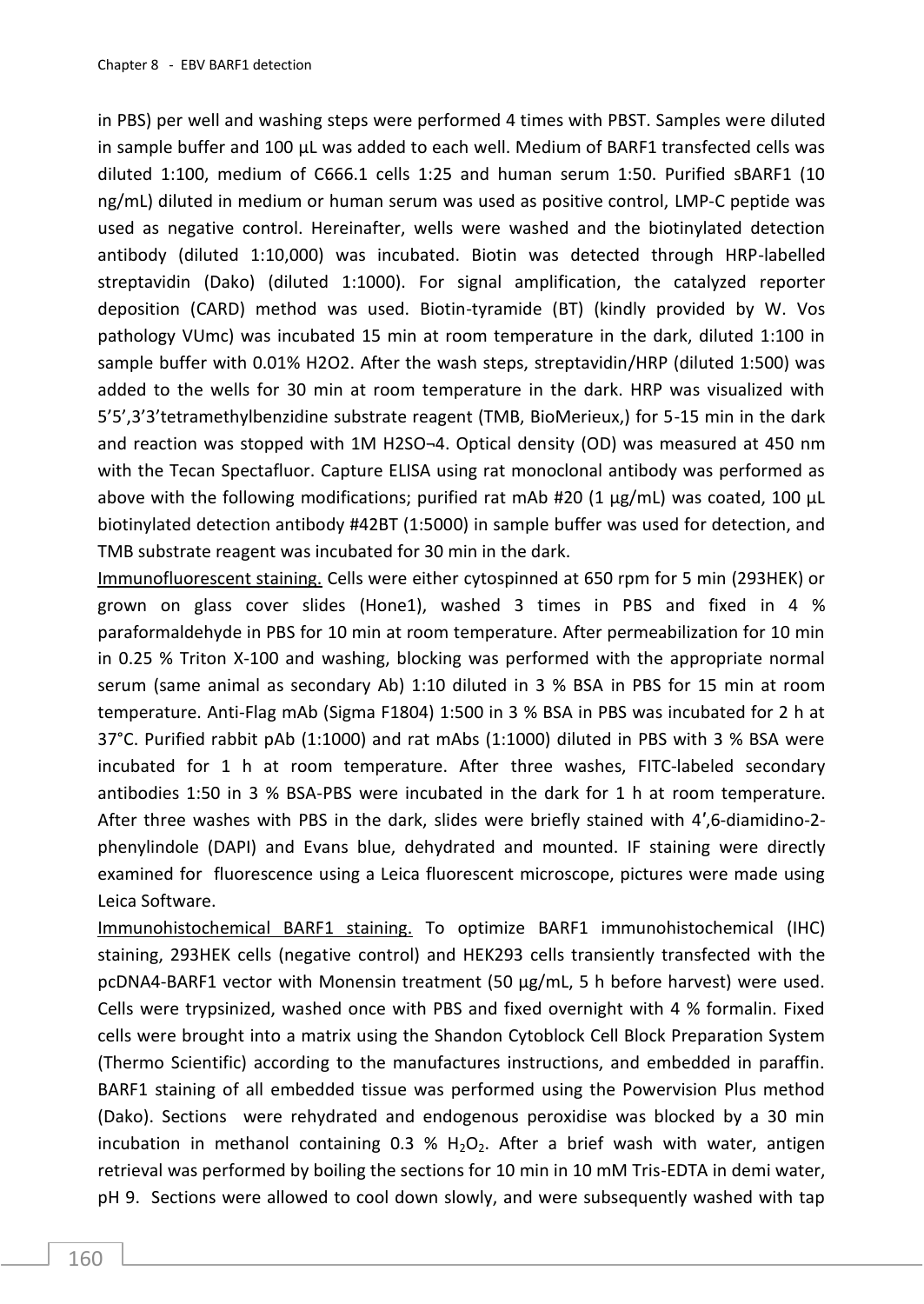in PBS) per well and washing steps were performed 4 times with PBST. Samples were diluted in sample buffer and 100 µL was added to each well. Medium of BARF1 transfected cells was diluted 1:100, medium of C666.1 cells 1:25 and human serum 1:50. Purified sBARF1 (10 ng/mL) diluted in medium or human serum was used as positive control, LMP-C peptide was used as negative control. Hereinafter, wells were washed and the biotinylated detection antibody (diluted 1:10,000) was incubated. Biotin was detected through HRP-labelled streptavidin (Dako) (diluted 1:1000). For signal amplification, the catalyzed reporter deposition (CARD) method was used. Biotin-tyramide (BT) (kindly provided by W. Vos pathology VUmc) was incubated 15 min at room temperature in the dark, diluted 1:100 in sample buffer with 0.01% H2O2. After the wash steps, streptavidin/HRP (diluted 1:500) was added to the wells for 30 min at room temperature in the dark. HRP was visualized with 5'5',3'3'tetramethylbenzidine substrate reagent (TMB, BioMerieux,) for 5-15 min in the dark and reaction was stopped with 1M H2SO¬4. Optical density (OD) was measured at 450 nm with the Tecan Spectafluor. Capture ELISA using rat monoclonal antibody was performed as above with the following modifications; purified rat mAb #20 (1 µg/mL) was coated, 100 µL biotinylated detection antibody #42BT (1:5000) in sample buffer was used for detection, and TMB substrate reagent was incubated for 30 min in the dark.

Immunofluorescent staining. Cells were either cytospinned at 650 rpm for 5 min (293HEK) or grown on glass cover slides (Hone1), washed 3 times in PBS and fixed in 4 % paraformaldehyde in PBS for 10 min at room temperature. After permeabilization for 10 min in 0.25 % Triton X-100 and washing, blocking was performed with the appropriate normal serum (same animal as secondary Ab) 1:10 diluted in 3 % BSA in PBS for 15 min at room temperature. Anti-Flag mAb (Sigma F1804) 1:500 in 3 % BSA in PBS was incubated for 2 h at 37°C. Purified rabbit pAb (1:1000) and rat mAbs (1:1000) diluted in PBS with 3 % BSA were incubated for 1 h at room temperature. After three washes, FITC-labeled secondary antibodies 1:50 in 3 % BSA-PBS were incubated in the dark for 1 h at room temperature. After three washes with PBS in the dark, slides were briefly stained with 4',6-diamidino-2-phenylindole (DAPI) and Evans blue, dehydrated and mounted. IF staining were directly examined for fluorescence using a Leica fluorescent microscope, pictures were made using Leica Software.

Immunohistochemical BARF1 staining. To optimize BARF1 immunohistochemical (IHC) staining, 293HEK cells (negative control) and HEK293 cells transiently transfected with the pcDNA4-BARF1 vector with Monensin treatment (50 µg/mL, 5 h before harvest) were used. Cells were trypsinized, washed once with PBS and fixed overnight with 4 % formalin. Fixed cells were brought into a matrix using the Shandon Cytoblock Cell Block Preparation System (Thermo Scientific) according to the manufactures instructions, and embedded in paraffin. BARF1 staining of all embedded tissue was performed using the Powervision Plus method (Dako). Sections were rehydrated and endogenous peroxidise was blocked by a 30 min incubation in methanol containing 0.3 % $H_2O_2$. After a brief wash with water, antigen retrieval was performed by boiling the sections for 10 min in 10 mM Tris-EDTA in demi water, pH 9. Sections were allowed to cool down slowly, and were subsequently washed with tap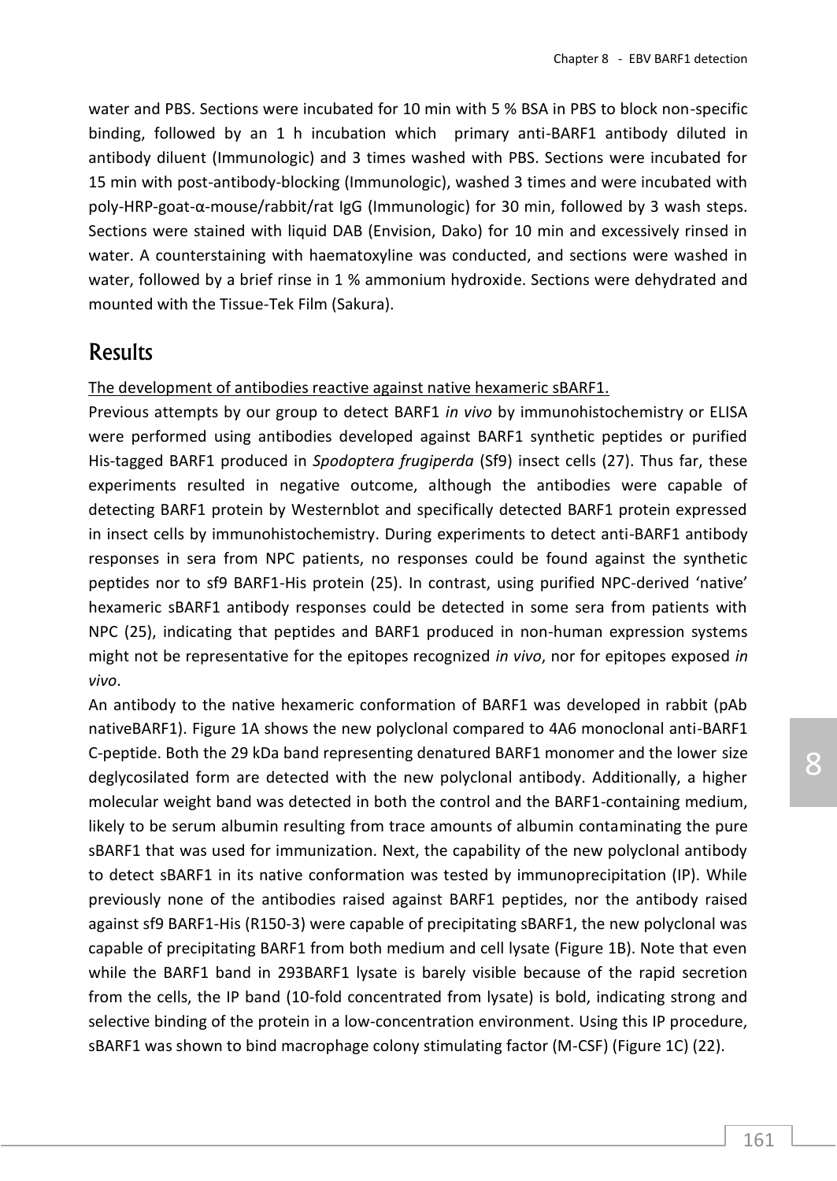water and PBS. Sections were incubated for 10 min with 5 % BSA in PBS to block non-specific binding, followed by an 1 h incubation which primary anti-BARF1 antibody diluted in antibody diluent (Immunologic) and 3 times washed with PBS. Sections were incubated for 15 min with post-antibody-blocking (Immunologic), washed 3 times and were incubated with poly-HRP-goat-α-mouse/rabbit/rat IgG (Immunologic) for 30 min, followed by 3 wash steps. Sections were stained with liquid DAB (Envision, Dako) for 10 min and excessively rinsed in water. A counterstaining with haematoxyline was conducted, and sections were washed in water, followed by a brief rinse in 1 % ammonium hydroxide. Sections were dehydrated and mounted with the Tissue-Tek Film (Sakura).

## Results

The development of antibodies reactive against native hexameric sBARF1.

Previous attempts by our group to detect BARF1 *in vivo* by immunohistochemistry or ELISA were performed using antibodies developed against BARF1 synthetic peptides or purified His-tagged BARF1 produced in *Spodoptera frugiperda* (Sf9) insect cells (27). Thus far, these experiments resulted in negative outcome, although the antibodies were capable of detecting BARF1 protein by Westernblot and specifically detected BARF1 protein expressed in insect cells by immunohistochemistry. During experiments to detect anti-BARF1 antibody responses in sera from NPC patients, no responses could be found against the synthetic peptides nor to sf9 BARF1-His protein (25). In contrast, using purified NPC-derived 'native' hexameric sBARF1 antibody responses could be detected in some sera from patients with NPC (25), indicating that peptides and BARF1 produced in non-human expression systems might not be representative for the epitopes recognized *in vivo*, nor for epitopes exposed *in vivo*.

An antibody to the native hexameric conformation of BARF1 was developed in rabbit (pAb nativeBARF1). Figure 1A shows the new polyclonal compared to 4A6 monoclonal anti-BARF1 C-peptide. Both the 29 kDa band representing denatured BARF1 monomer and the lower size deglycosilated form are detected with the new polyclonal antibody. Additionally, a higher molecular weight band was detected in both the control and the BARF1-containing medium, likely to be serum albumin resulting from trace amounts of albumin contaminating the pure sBARF1 that was used for immunization. Next, the capability of the new polyclonal antibody to detect sBARF1 in its native conformation was tested by immunoprecipitation (IP). While previously none of the antibodies raised against BARF1 peptides, nor the antibody raised against sf9 BARF1-His (R150-3) were capable of precipitating sBARF1, the new polyclonal was capable of precipitating BARF1 from both medium and cell lysate (Figure 1B). Note that even while the BARF1 band in 293BARF1 lysate is barely visible because of the rapid secretion from the cells, the IP band (10-fold concentrated from lysate) is bold, indicating strong and selective binding of the protein in a low-concentration environment. Using this IP procedure, sBARF1 was shown to bind macrophage colony stimulating factor (M-CSF) (Figure 1C) (22).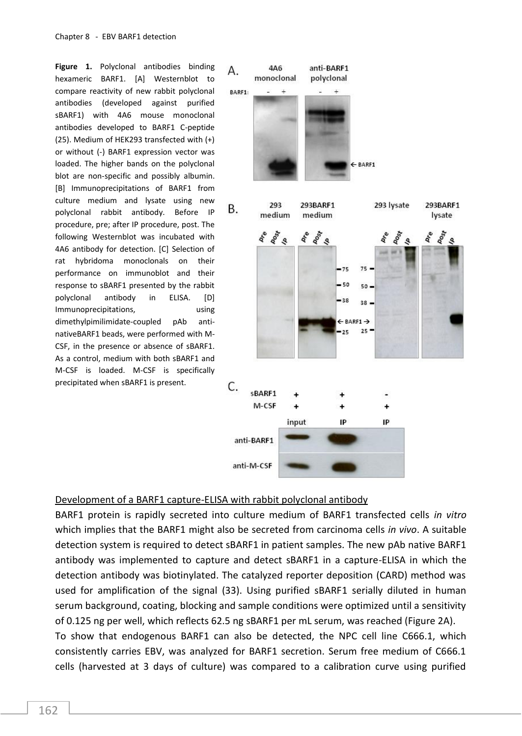**Figure 1.** Polyclonal antibodies binding hexameric BARF1. [A] Westernblot to compare reactivity of new rabbit polyclonal antibodies (developed against purified sBARF1) with 4A6 mouse monoclonal antibodies developed to BARF1 C-peptide (25). Medium of HEK293 transfected with (+) or without (-) BARF1 expression vector was loaded. The higher bands on the polyclonal blot are non-specific and possibly albumin. [B] Immunoprecipitations of BARF1 from culture medium and lysate using new polyclonal rabbit antibody. Before IP procedure, pre; after IP procedure, post. The following Westernblot was incubated with 4A6 antibody for detection. [C] Selection of rat hybridoma monoclonals on their performance on immunoblot and their response to sBARF1 presented by the rabbit polyclonal antibody in ELISA. [D] Immunoprecipitations, using dimethylpimilimidate-coupled pAb anti-nativeBARF1 beads, were performed with M-CSF, in the presence or absence of sBARF1. As a control, medium with both sBARF1 and M-CSF is loaded. M-CSF is specifically precipitated when sBARF1 is present.

<u>Development of a BARF1 capture-ELISA with rabbit polyclonal antibody</u>

BARF1 protein is rapidly secreted into culture medium of BARF1 transfected cells *in vitro* which implies that the BARF1 might also be secreted from carcinoma cells *in vivo*. A suitable detection system is required to detect sBARF1 in patient samples. The new pAb native BARF1 antibody was implemented to capture and detect sBARF1 in a capture-ELISA in which the detection antibody was biotinylated. The catalyzed reporter deposition (CARD) method was used for amplification of the signal (33). Using purified sBARF1 serially diluted in human serum background, coating, blocking and sample conditions were optimized until a sensitivity of 0.125 ng per well, which reflects 62.5 ng sBARF1 per mL serum, was reached (Figure 2A).

To show that endogenous BARF1 can also be detected, the NPC cell line C666.1, which consistently carries EBV, was analyzed for BARF1 secretion. Serum free medium of C666.1 cells (harvested at 3 days of culture) was compared to a calibration curve using purified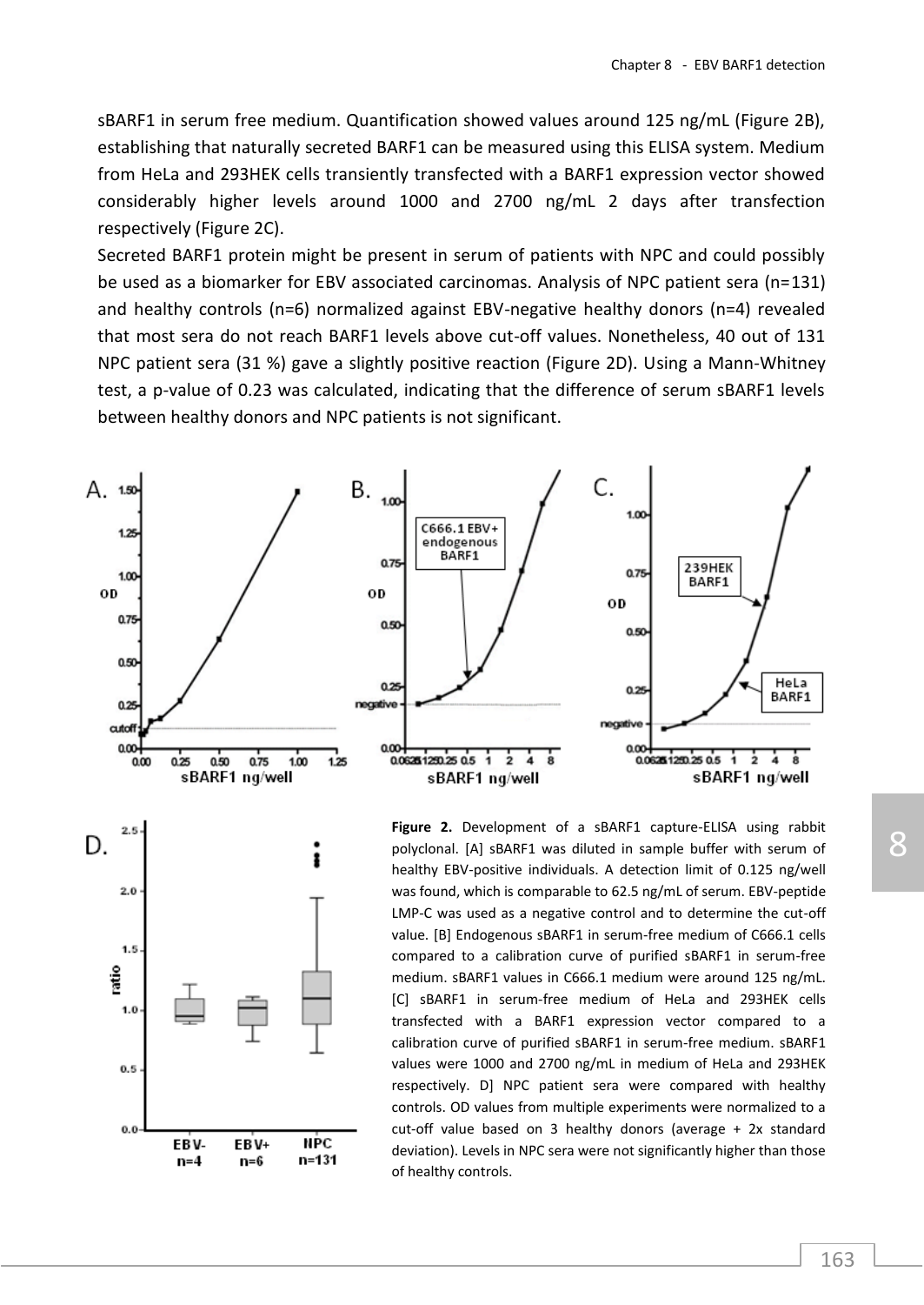sBARF1 in serum free medium. Quantification showed values around 125 ng/mL (Figure 2B), establishing that naturally secreted BARF1 can be measured using this ELISA system. Medium from HeLa and 293HEK cells transiently transfected with a BARF1 expression vector showed considerably higher levels around 1000 and 2700 ng/mL 2 days after transfection respectively (Figure 2C).

Secreted BARF1 protein might be present in serum of patients with NPC and could possibly be used as a biomarker for EBV associated carcinomas. Analysis of NPC patient sera (n=131) and healthy controls (n=6) normalized against EBV-negative healthy donors (n=4) revealed that most sera do not reach BARF1 levels above cut-off values. Nonetheless, 40 out of 131 NPC patient sera (31 %) gave a slightly positive reaction (Figure 2D). Using a Mann-Whitney test, a p-value of 0.23 was calculated, indicating that the difference of serum sBARF1 levels between healthy donors and NPC patients is not significant.

**Figure 2.** Development of a sBARF1 capture-ELISA using rabbit polyclonal. [A] sBARF1 was diluted in sample buffer with serum of healthy EBV-positive individuals. A detection limit of 0.125 ng/well was found, which is comparable to 62.5 ng/mL of serum. EBV-peptide LMP-C was used as a negative control and to determine the cut-off value. [B] Endogenous sBARF1 in serum-free medium of C666.1 cells compared to a calibration curve of purified sBARF1 in serum-free medium. sBARF1 values in C666.1 medium were around 125 ng/mL. [C] sBARF1 in serum-free medium of HeLa and 293HEK cells transfected with a BARF1 expression vector compared to a calibration curve of purified sBARF1 in serum-free medium. sBARF1 values were 1000 and 2700 ng/mL in medium of HeLa and 293HEK respectively. D] NPC patient sera were compared with healthy controls. OD values from multiple experiments were normalized to a cut-off value based on 3 healthy donors (average + 2x standard deviation). Levels in NPC sera were not significantly higher than those of healthy controls.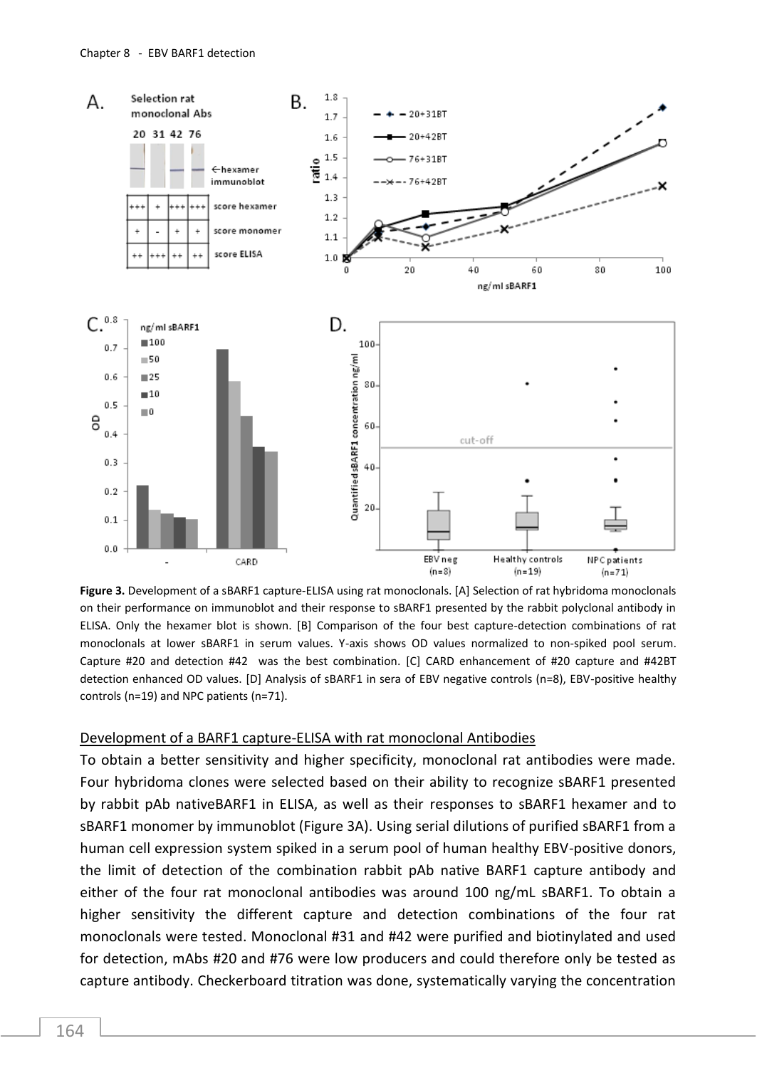**Figure 3.** Development of a sBARF1 capture-ELISA using rat monoclonals. [A] Selection of rat hybridoma monoclonals on their performance on immunoblot and their response to sBARF1 presented by the rabbit polyclonal antibody in ELISA. Only the hexamer blot is shown. [B] Comparison of the four best capture-detection combinations of rat monoclonals at lower sBARF1 in serum values. Y-axis shows OD values normalized to non-spiked pool serum. Capture #20 and detection #42 was the best combination. [C] CARD enhancement of #20 capture and #42BT detection enhanced OD values. [D] Analysis of sBARF1 in sera of EBV negative controls (n=8), EBV-positive healthy controls (n=19) and NPC patients (n=71).

## Development of a BARF1 capture-ELISA with rat monoclonal Antibodies

To obtain a better sensitivity and higher specificity, monoclonal rat antibodies were made. Four hybridoma clones were selected based on their ability to recognize sBARF1 presented by rabbit pAb nativeBARF1 in ELISA, as well as their responses to sBARF1 hexamer and to sBARF1 monomer by immunoblot (Figure 3A). Using serial dilutions of purified sBARF1 from a human cell expression system spiked in a serum pool of human healthy EBV-positive donors, the limit of detection of the combination rabbit pAb native BARF1 capture antibody and either of the four rat monoclonal antibodies was around 100 ng/mL sBARF1. To obtain a higher sensitivity the different capture and detection combinations of the four rat monoclonals were tested. Monoclonal #31 and #42 were purified and biotinylated and used for detection, mAbs #20 and #76 were low producers and could therefore only be tested as capture antibody. Checkerboard titration was done, systematically varying the concentration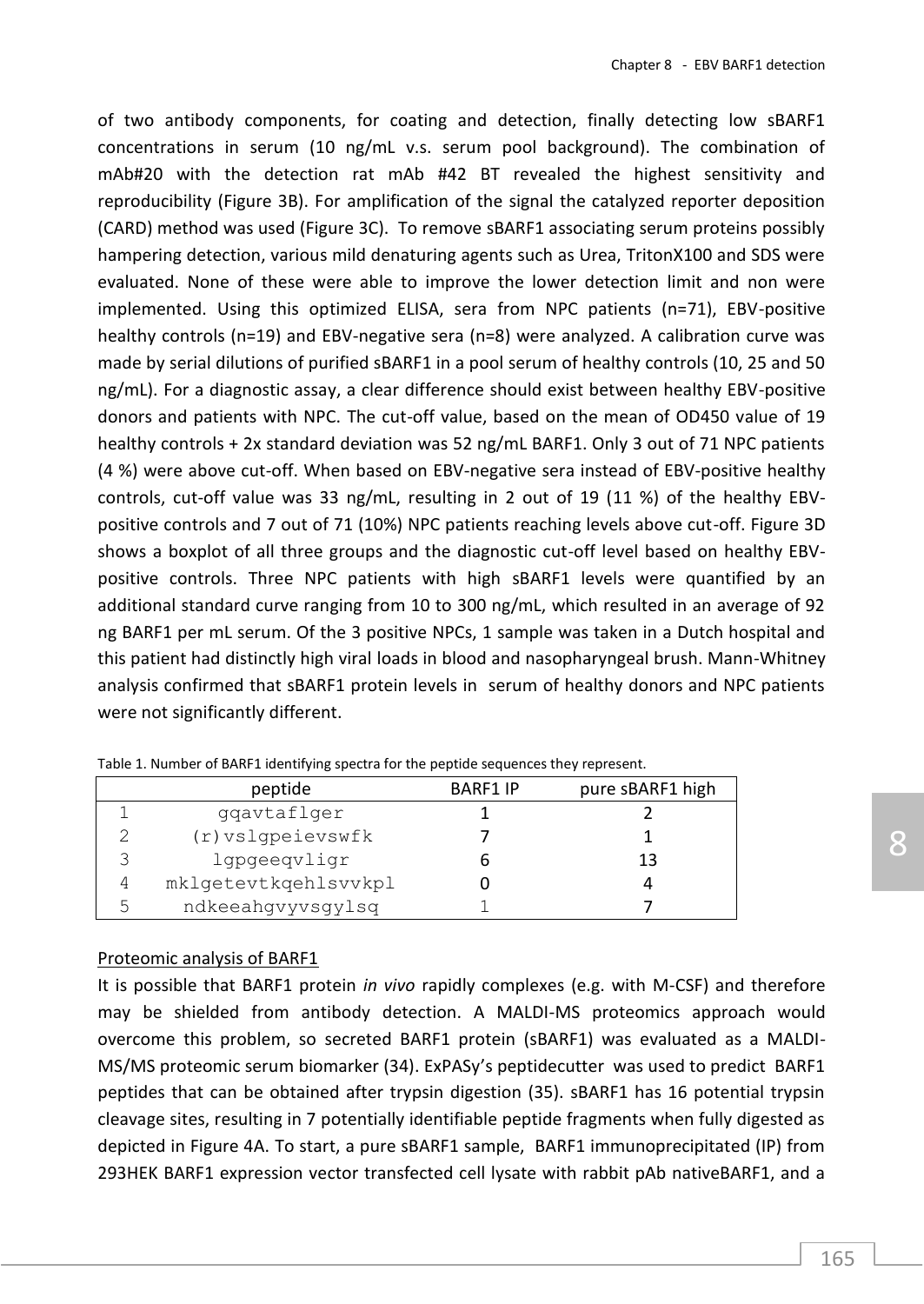of two antibody components, for coating and detection, finally detecting low sBARF1 concentrations in serum (10 ng/mL v.s. serum pool background). The combination of mAb#20 with the detection rat mAb #42 BT revealed the highest sensitivity and reproducibility (Figure 3B). For amplification of the signal the catalyzed reporter deposition (CARD) method was used (Figure 3C). To remove sBARF1 associating serum proteins possibly hampering detection, various mild denaturing agents such as Urea, TritonX100 and SDS were evaluated. None of these were able to improve the lower detection limit and non were implemented. Using this optimized ELISA, sera from NPC patients (n=71), EBV-positive healthy controls (n=19) and EBV-negative sera (n=8) were analyzed. A calibration curve was made by serial dilutions of purified sBARF1 in a pool serum of healthy controls (10, 25 and 50 ng/mL). For a diagnostic assay, a clear difference should exist between healthy EBV-positive donors and patients with NPC. The cut-off value, based on the mean of OD450 value of 19 healthy controls + 2x standard deviation was 52 ng/mL BARF1. Only 3 out of 71 NPC patients (4 %) were above cut-off. When based on EBV-negative sera instead of EBV-positive healthy controls, cut-off value was 33 ng/mL, resulting in 2 out of 19 (11 %) of the healthy EBV-positive controls and 7 out of 71 (10%) NPC patients reaching levels above cut-off. Figure 3D shows a boxplot of all three groups and the diagnostic cut-off level based on healthy EBV-positive controls. Three NPC patients with high sBARF1 levels were quantified by an additional standard curve ranging from 10 to 300 ng/mL, which resulted in an average of 92 ng BARF1 per mL serum. Of the 3 positive NPCs, 1 sample was taken in a Dutch hospital and this patient had distinctly high viral loads in blood and nasopharyngeal brush. Mann-Whitney analysis confirmed that sBARF1 protein levels in serum of healthy donors and NPC patients were not significantly different.

Table 1. Number of BARF1 identifying spectra for the peptide sequences they represent.

| | peptide | BARF1 IP | pure sBARF1 high |
|---|---|---|---|
| 1 | gqavtaflger | 1 | 2 |
| 2 | (r)vslgpeievswfk | 7 | 1 |
| 3 | lgpgeeqvligr | 6 | 13 |
| 4 | mklgetevtkqehlsvvkpl | 0 | 4 |
| 5 | ndkeeahgvyvsgylsq | 1 | 7 |

Proteomic analysis of BARF1

It is possible that BARF1 protein *in vivo* rapidly complexes (e.g. with M-CSF) and therefore may be shielded from antibody detection. A MALDI-MS proteomics approach would overcome this problem, so secreted BARF1 protein (sBARF1) was evaluated as a MALDI-MS/MS proteomic serum biomarker (34). ExPASy's peptidecutter was used to predict BARF1 peptides that can be obtained after trypsin digestion (35). sBARF1 has 16 potential trypsin cleavage sites, resulting in 7 potentially identifiable peptide fragments when fully digested as depicted in Figure 4A. To start, a pure sBARF1 sample, BARF1 immunoprecipitated (IP) from 293HEK BARF1 expression vector transfected cell lysate with rabbit pAb nativeBARF1, and a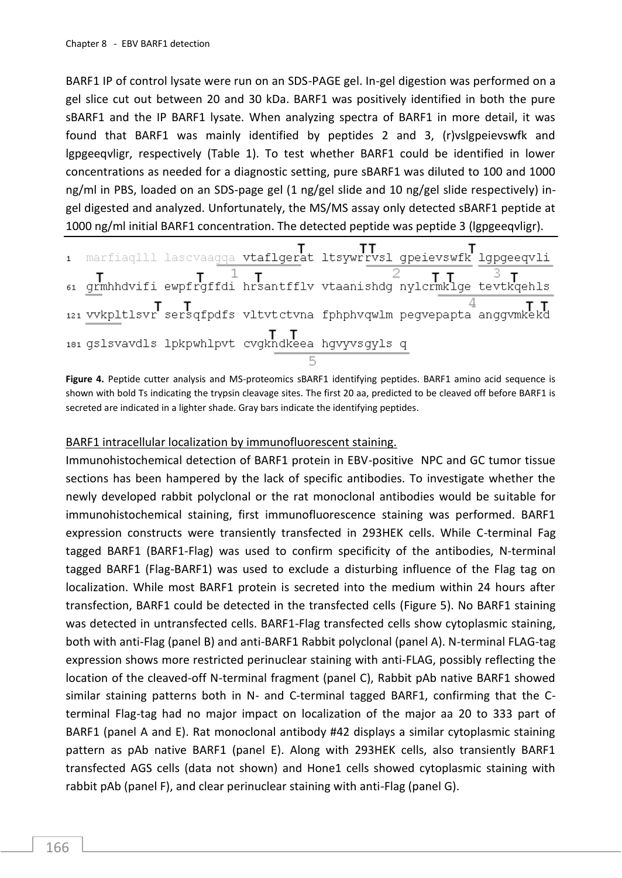BARF1 IP of control lysate were run on an SDS-PAGE gel. In-gel digestion was performed on a gel slice cut out between 20 and 30 kDa. BARF1 was positively identified in both the pure sBARF1 and the IP BARF1 lysate. When analyzing spectra of BARF1 in more detail, it was found that BARF1 was mainly identified by peptides 2 and 3, (r)vslgpeievswfk and lgpgeeqvligr, respectively (Table 1). To test whether BARF1 could be identified in lower concentrations as needed for a diagnostic setting, pure sBARF1 was diluted to 100 and 1000 ng/ml in PBS, loaded on an SDS-page gel (1 ng/gel slide and 10 ng/gel slide respectively) in-gel digested and analyzed. Unfortunately, the MS/MS assay only detected sBARF1 peptide at 1000 ng/ml initial BARF1 concentration. The detected peptide was peptide 3 (lgpgeeqvligr).

```
1   marfiaqlll lascvaagqa vtaflgerat ltsywrrvsl gpeievswfk lgpgeeqvli
61  grmhhdvifi ewpfrgffdi hrsantfflv vtaanishdg nylcrmklge tevtkqehls
121 vvkpltlsvr sersqfpdfs vltvtctvna fphphvqwlm pegvepapta anggvmkekd
181 gslsvavdls lpkpwhlpvt cvgkndkeea hgvyvsgyls q
```

**Figure 4.** Peptide cutter analysis and MS-proteomics sBARF1 identifying peptides. BARF1 amino acid sequence is shown with bold Ts indicating the trypsin cleavage sites. The first 20 aa, predicted to be cleaved off before BARF1 is secreted are indicated in a lighter shade. Gray bars indicate the identifying peptides.

## BARF1 intracellular localization by immunofluorescent staining.

Immunohistochemical detection of BARF1 protein in EBV-positive NPC and GC tumor tissue sections has been hampered by the lack of specific antibodies. To investigate whether the newly developed rabbit polyclonal or the rat monoclonal antibodies would be suitable for immunohistochemical staining, first immunofluorescence staining was performed. BARF1 expression constructs were transiently transfected in 293HEK cells. While C-terminal Fag tagged BARF1 (BARF1-Flag) was used to confirm specificity of the antibodies, N-terminal tagged BARF1 (Flag-BARF1) was used to exclude a disturbing influence of the Flag tag on localization. While most BARF1 protein is secreted into the medium within 24 hours after transfection, BARF1 could be detected in the transfected cells (Figure 5). No BARF1 staining was detected in untransfected cells. BARF1-Flag transfected cells show cytoplasmic staining, both with anti-Flag (panel B) and anti-BARF1 Rabbit polyclonal (panel A). N-terminal FLAG-tag expression shows more restricted perinuclear staining with anti-FLAG, possibly reflecting the location of the cleaved-off N-terminal fragment (panel C), Rabbit pAb native BARF1 showed similar staining patterns both in N- and C-terminal tagged BARF1, confirming that the C-terminal Flag-tag had no major impact on localization of the major aa 20 to 333 part of BARF1 (panel A and E). Rat monoclonal antibody #42 displays a similar cytoplasmic staining pattern as pAb native BARF1 (panel E). Along with 293HEK cells, also transiently BARF1 transfected AGS cells (data not shown) and Hone1 cells showed cytoplasmic staining with rabbit pAb (panel F), and clear perinuclear staining with anti-Flag (panel G).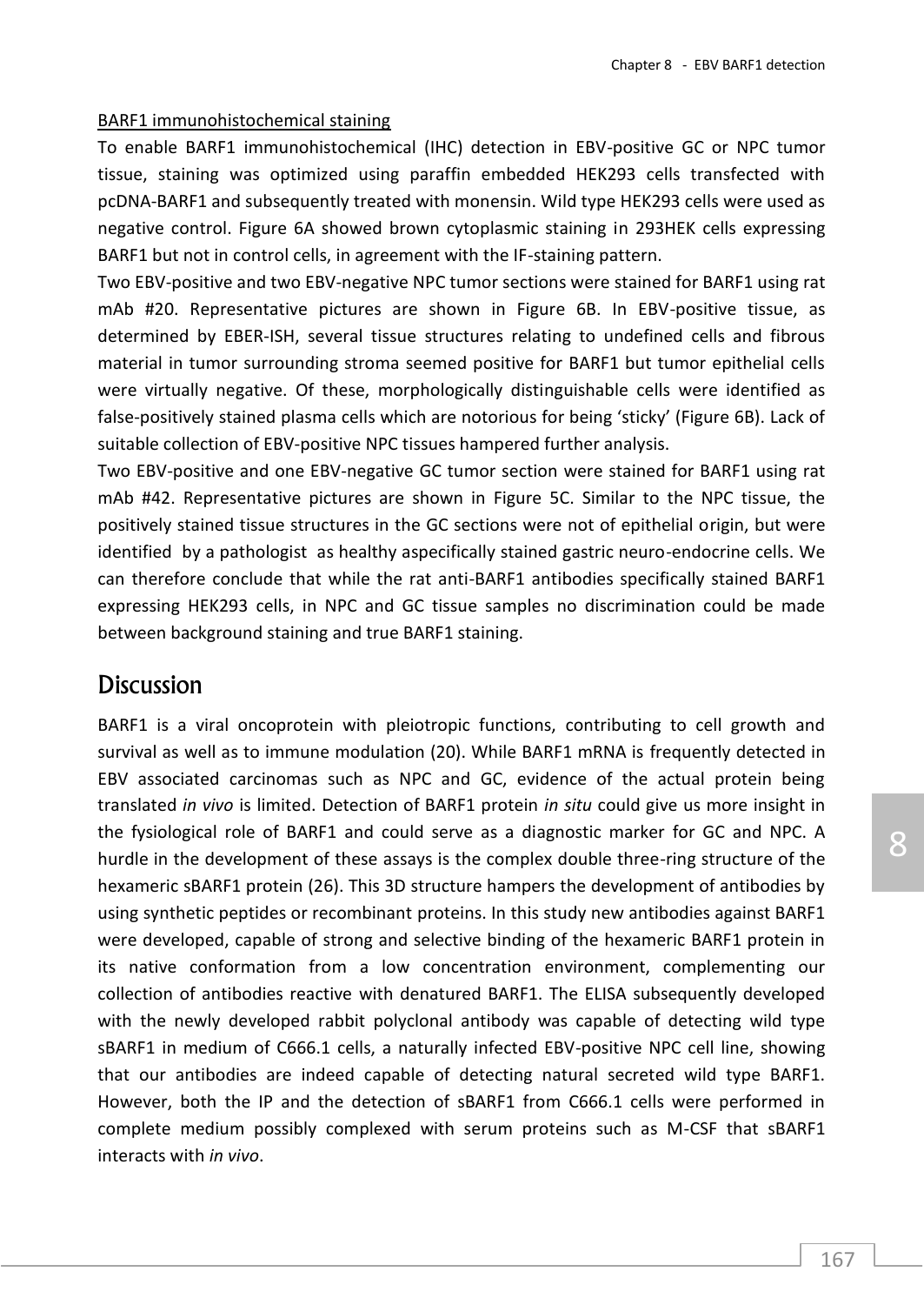BARF1 immunohistochemical staining

To enable BARF1 immunohistochemical (IHC) detection in EBV-positive GC or NPC tumor tissue, staining was optimized using paraffin embedded HEK293 cells transfected with pcDNA-BARF1 and subsequently treated with monensin. Wild type HEK293 cells were used as negative control. Figure 6A showed brown cytoplasmic staining in 293HEK cells expressing BARF1 but not in control cells, in agreement with the IF-staining pattern.

Two EBV-positive and two EBV-negative NPC tumor sections were stained for BARF1 using rat mAb #20. Representative pictures are shown in Figure 6B. In EBV-positive tissue, as determined by EBER-ISH, several tissue structures relating to undefined cells and fibrous material in tumor surrounding stroma seemed positive for BARF1 but tumor epithelial cells were virtually negative. Of these, morphologically distinguishable cells were identified as false-positively stained plasma cells which are notorious for being 'sticky' (Figure 6B). Lack of suitable collection of EBV-positive NPC tissues hampered further analysis.

Two EBV-positive and one EBV-negative GC tumor section were stained for BARF1 using rat mAb #42. Representative pictures are shown in Figure 5C. Similar to the NPC tissue, the positively stained tissue structures in the GC sections were not of epithelial origin, but were identified by a pathologist as healthy aspecifically stained gastric neuro-endocrine cells. We can therefore conclude that while the rat anti-BARF1 antibodies specifically stained BARF1 expressing HEK293 cells, in NPC and GC tissue samples no discrimination could be made between background staining and true BARF1 staining.

## Discussion

BARF1 is a viral oncoprotein with pleiotropic functions, contributing to cell growth and survival as well as to immune modulation (20). While BARF1 mRNA is frequently detected in EBV associated carcinomas such as NPC and GC, evidence of the actual protein being translated *in vivo* is limited. Detection of BARF1 protein *in situ* could give us more insight in the fysiological role of BARF1 and could serve as a diagnostic marker for GC and NPC. A hurdle in the development of these assays is the complex double three-ring structure of the hexameric sBARF1 protein (26). This 3D structure hampers the development of antibodies by using synthetic peptides or recombinant proteins. In this study new antibodies against BARF1 were developed, capable of strong and selective binding of the hexameric BARF1 protein in its native conformation from a low concentration environment, complementing our collection of antibodies reactive with denatured BARF1. The ELISA subsequently developed with the newly developed rabbit polyclonal antibody was capable of detecting wild type sBARF1 in medium of C666.1 cells, a naturally infected EBV-positive NPC cell line, showing that our antibodies are indeed capable of detecting natural secreted wild type BARF1. However, both the IP and the detection of sBARF1 from C666.1 cells were performed in complete medium possibly complexed with serum proteins such as M-CSF that sBARF1 interacts with *in vivo*.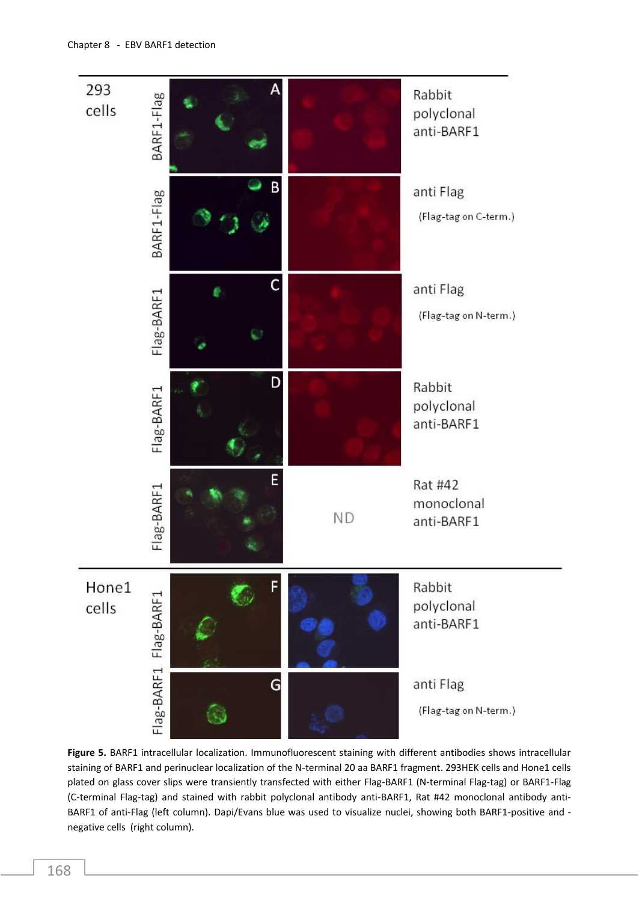**Figure 5.** BARF1 intracellular localization. Immunofluorescent staining with different antibodies shows intracellular staining of BARF1 and perinuclear localization of the N-terminal 20 aa BARF1 fragment. 293HEK cells and Hone1 cells plated on glass cover slips were transiently transfected with either Flag-BARF1 (N-terminal Flag-tag) or BARF1-Flag (C-terminal Flag-tag) and stained with rabbit polyclonal antibody anti-BARF1, Rat #42 monoclonal antibody anti-BARF1 of anti-Flag (left column). Dapi/Evans blue was used to visualize nuclei, showing both BARF1-positive and -negative cells (right column).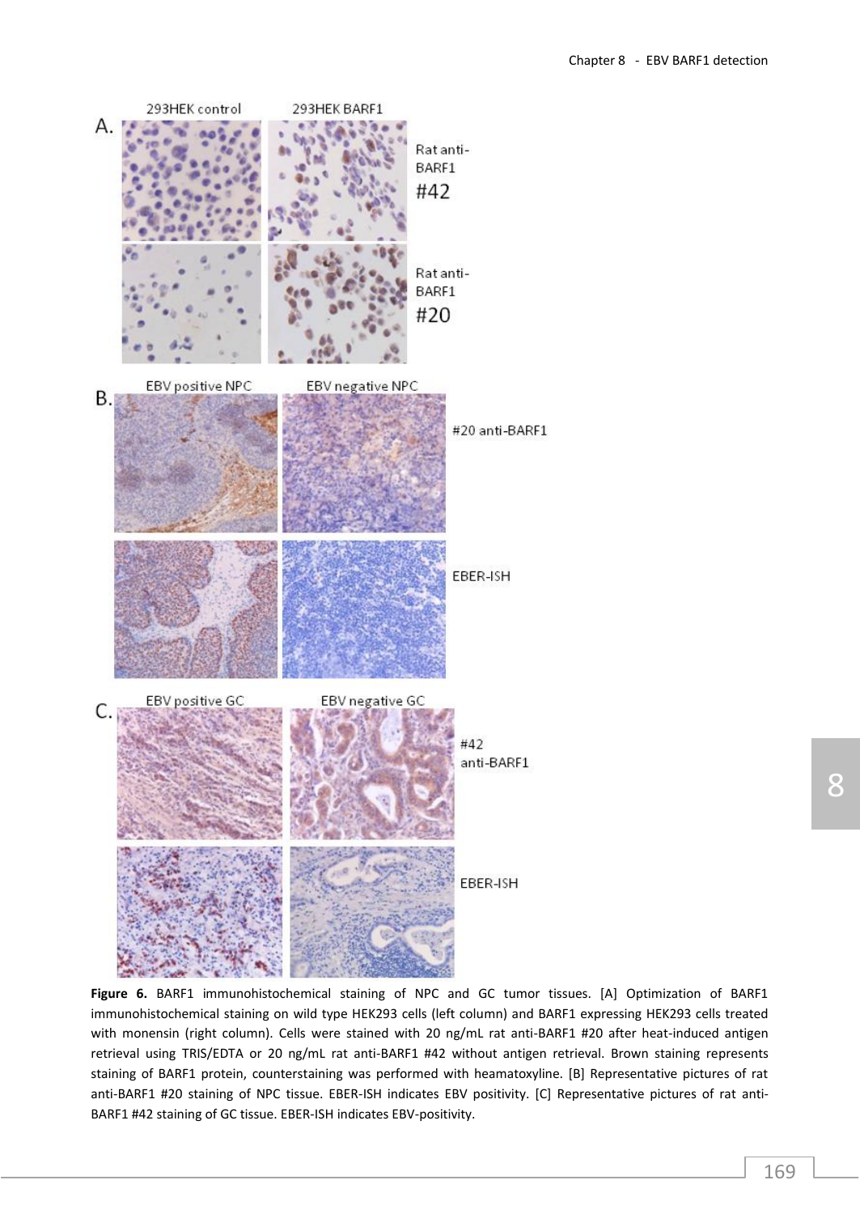**Figure 6.** BARF1 immunohistochemical staining of NPC and GC tumor tissues. [A] Optimization of BARF1 immunohistochemical staining on wild type HEK293 cells (left column) and BARF1 expressing HEK293 cells treated with monensin (right column). Cells were stained with 20 ng/mL rat anti-BARF1 #20 after heat-induced antigen retrieval using TRIS/EDTA or 20 ng/mL rat anti-BARF1 #42 without antigen retrieval. Brown staining represents staining of BARF1 protein, counterstaining was performed with heamatoxyline. [B] Representative pictures of rat anti-BARF1 #20 staining of NPC tissue. EBER-ISH indicates EBV positivity. [C] Representative pictures of rat anti-BARF1 #42 staining of GC tissue. EBER-ISH indicates EBV-positivity.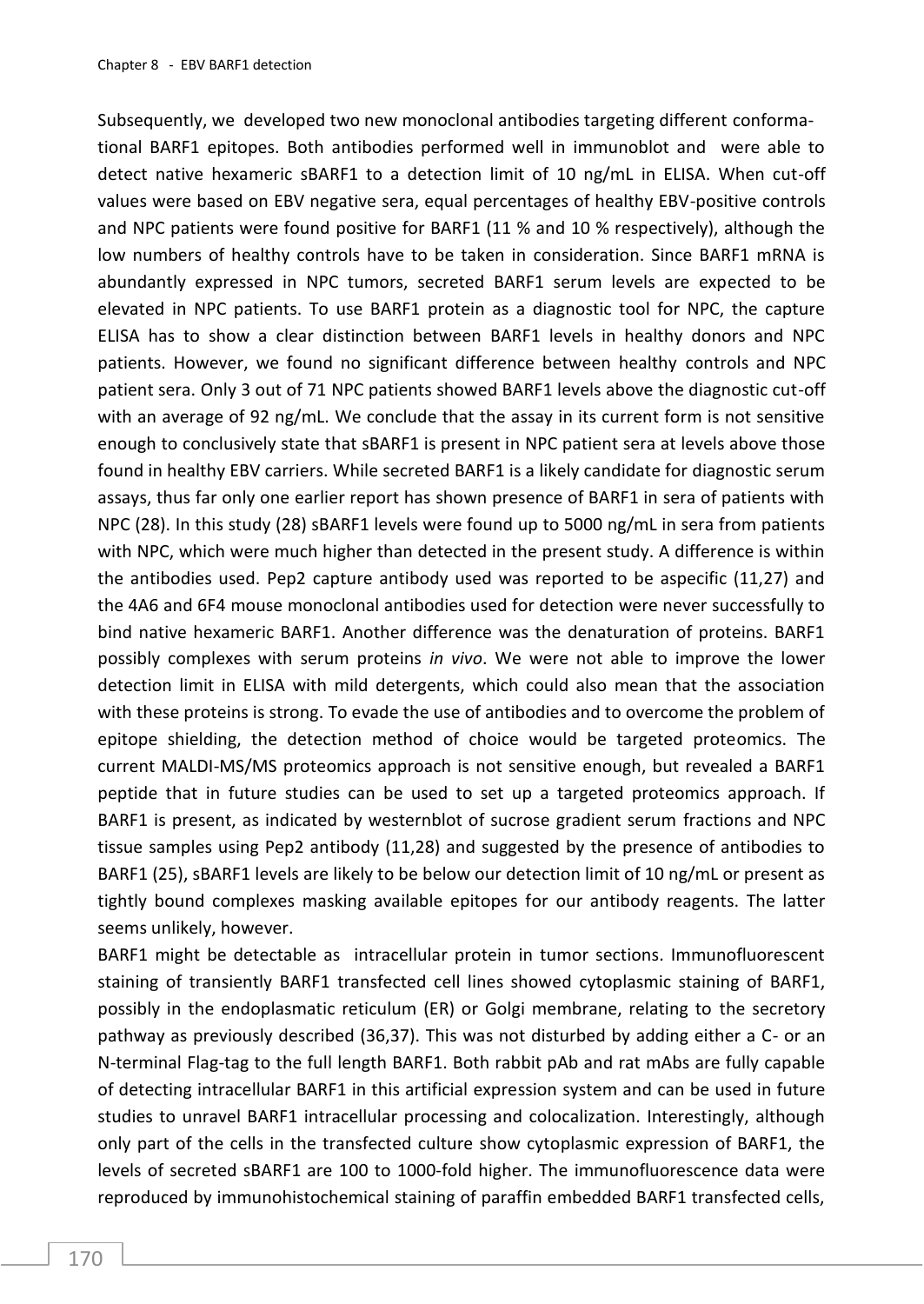Subsequently, we developed two new monoclonal antibodies targeting different conformational BARF1 epitopes. Both antibodies performed well in immunoblot and were able to detect native hexameric sBARF1 to a detection limit of 10 ng/mL in ELISA. When cut-off values were based on EBV negative sera, equal percentages of healthy EBV-positive controls and NPC patients were found positive for BARF1 (11 % and 10 % respectively), although the low numbers of healthy controls have to be taken in consideration. Since BARF1 mRNA is abundantly expressed in NPC tumors, secreted BARF1 serum levels are expected to be elevated in NPC patients. To use BARF1 protein as a diagnostic tool for NPC, the capture ELISA has to show a clear distinction between BARF1 levels in healthy donors and NPC patients. However, we found no significant difference between healthy controls and NPC patient sera. Only 3 out of 71 NPC patients showed BARF1 levels above the diagnostic cut-off with an average of 92 ng/mL. We conclude that the assay in its current form is not sensitive enough to conclusively state that sBARF1 is present in NPC patient sera at levels above those found in healthy EBV carriers. While secreted BARF1 is a likely candidate for diagnostic serum assays, thus far only one earlier report has shown presence of BARF1 in sera of patients with NPC (28). In this study (28) sBARF1 levels were found up to 5000 ng/mL in sera from patients with NPC, which were much higher than detected in the present study. A difference is within the antibodies used. Pep2 capture antibody used was reported to be aspecific (11,27) and the 4A6 and 6F4 mouse monoclonal antibodies used for detection were never successfully to bind native hexameric BARF1. Another difference was the denaturation of proteins. BARF1 possibly complexes with serum proteins *in vivo*. We were not able to improve the lower detection limit in ELISA with mild detergents, which could also mean that the association with these proteins is strong. To evade the use of antibodies and to overcome the problem of epitope shielding, the detection method of choice would be targeted proteomics. The current MALDI-MS/MS proteomics approach is not sensitive enough, but revealed a BARF1 peptide that in future studies can be used to set up a targeted proteomics approach. If BARF1 is present, as indicated by westernblot of sucrose gradient serum fractions and NPC tissue samples using Pep2 antibody (11,28) and suggested by the presence of antibodies to BARF1 (25), sBARF1 levels are likely to be below our detection limit of 10 ng/mL or present as tightly bound complexes masking available epitopes for our antibody reagents. The latter seems unlikely, however.

BARF1 might be detectable as intracellular protein in tumor sections. Immunofluorescent staining of transiently BARF1 transfected cell lines showed cytoplasmic staining of BARF1, possibly in the endoplasmatic reticulum (ER) or Golgi membrane, relating to the secretory pathway as previously described (36,37). This was not disturbed by adding either a C- or an N-terminal Flag-tag to the full length BARF1. Both rabbit pAb and rat mAbs are fully capable of detecting intracellular BARF1 in this artificial expression system and can be used in future studies to unravel BARF1 intracellular processing and colocalization. Interestingly, although only part of the cells in the transfected culture show cytoplasmic expression of BARF1, the levels of secreted sBARF1 are 100 to 1000-fold higher. The immunofluorescence data were reproduced by immunohistochemical staining of paraffin embedded BARF1 transfected cells,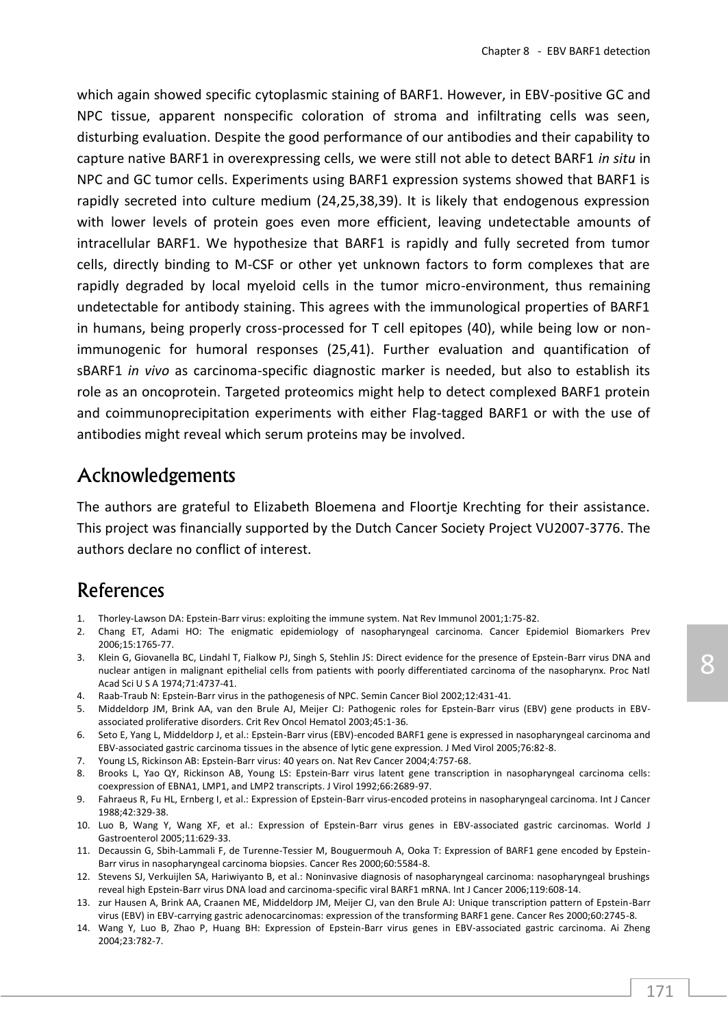which again showed specific cytoplasmic staining of BARF1. However, in EBV-positive GC and NPC tissue, apparent nonspecific coloration of stroma and infiltrating cells was seen, disturbing evaluation. Despite the good performance of our antibodies and their capability to capture native BARF1 in overexpressing cells, we were still not able to detect BARF1 *in situ* in NPC and GC tumor cells. Experiments using BARF1 expression systems showed that BARF1 is rapidly secreted into culture medium (24,25,38,39). It is likely that endogenous expression with lower levels of protein goes even more efficient, leaving undetectable amounts of intracellular BARF1. We hypothesize that BARF1 is rapidly and fully secreted from tumor cells, directly binding to M-CSF or other yet unknown factors to form complexes that are rapidly degraded by local myeloid cells in the tumor micro-environment, thus remaining undetectable for antibody staining. This agrees with the immunological properties of BARF1 in humans, being properly cross-processed for T cell epitopes (40), while being low or non-immunogenic for humoral responses (25,41). Further evaluation and quantification of sBARF1 *in vivo* as carcinoma-specific diagnostic marker is needed, but also to establish its role as an oncoprotein. Targeted proteomics might help to detect complexed BARF1 protein and coimmunoprecipitation experiments with either Flag-tagged BARF1 or with the use of antibodies might reveal which serum proteins may be involved.

## Acknowledgements

The authors are grateful to Elizabeth Bloemena and Floortje Krechting for their assistance. This project was financially supported by the Dutch Cancer Society Project VU2007-3776. The authors declare no conflict of interest.

## References

1. Thorley-Lawson DA: Epstein-Barr virus: exploiting the immune system. Nat Rev Immunol 2001;1:75-82.
2. Chang ET, Adami HO: The enigmatic epidemiology of nasopharyngeal carcinoma. Cancer Epidemiol Biomarkers Prev 2006;15:1765-77.
3. Klein G, Giovanella BC, Lindahl T, Fialkow PJ, Singh S, Stehlin JS: Direct evidence for the presence of Epstein-Barr virus DNA and nuclear antigen in malignant epithelial cells from patients with poorly differentiated carcinoma of the nasopharynx. Proc Natl Acad Sci U S A 1974;71:4737-41.
4. Raab-Traub N: Epstein-Barr virus in the pathogenesis of NPC. Semin Cancer Biol 2002;12:431-41.
5. Middeldorp JM, Brink AA, van den Brule AJ, Meijer CJ: Pathogenic roles for Epstein-Barr virus (EBV) gene products in EBV-associated proliferative disorders. Crit Rev Oncol Hematol 2003;45:1-36.
6. Seto E, Yang L, Middeldorp J, et al.: Epstein-Barr virus (EBV)-encoded BARF1 gene is expressed in nasopharyngeal carcinoma and EBV-associated gastric carcinoma tissues in the absence of lytic gene expression. J Med Virol 2005;76:82-8.
7. Young LS, Rickinson AB: Epstein-Barr virus: 40 years on. Nat Rev Cancer 2004;4:757-68.
8. Brooks L, Yao QY, Rickinson AB, Young LS: Epstein-Barr virus latent gene transcription in nasopharyngeal carcinoma cells: coexpression of EBNA1, LMP1, and LMP2 transcripts. J Virol 1992;66:2689-97.
9. Fahraeus R, Fu HL, Ernberg I, et al.: Expression of Epstein-Barr virus-encoded proteins in nasopharyngeal carcinoma. Int J Cancer 1988;42:329-38.
10. Luo B, Wang Y, Wang XF, et al.: Expression of Epstein-Barr virus genes in EBV-associated gastric carcinomas. World J Gastroenterol 2005;11:629-33.
11. Decaussin G, Sbih-Lammali F, de Turenne-Tessier M, Bouguermouh A, Ooka T: Expression of BARF1 gene encoded by Epstein-Barr virus in nasopharyngeal carcinoma biopsies. Cancer Res 2000;60:5584-8.
12. Stevens SJ, Verkuijlen SA, Hariwiyanto B, et al.: Noninvasive diagnosis of nasopharyngeal carcinoma: nasopharyngeal brushings reveal high Epstein-Barr virus DNA load and carcinoma-specific viral BARF1 mRNA. Int J Cancer 2006;119:608-14.
13. zur Hausen A, Brink AA, Craanen ME, Middeldorp JM, Meijer CJ, van den Brule AJ: Unique transcription pattern of Epstein-Barr virus (EBV) in EBV-carrying gastric adenocarcinomas: expression of the transforming BARF1 gene. Cancer Res 2000;60:2745-8.
14. Wang Y, Luo B, Zhao P, Huang BH: Expression of Epstein-Barr virus genes in EBV-associated gastric carcinoma. Ai Zheng 2004;23:782-7.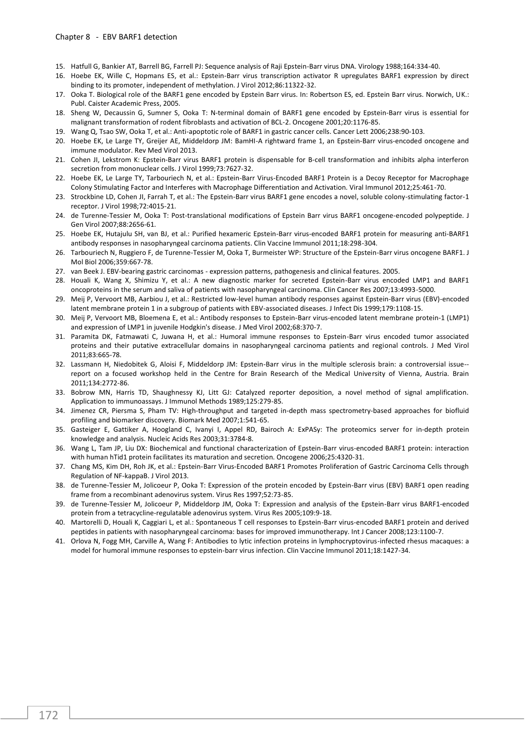15. Hatfull G, Bankier AT, Barrell BG, Farrell PJ: Sequence analysis of Raji Epstein-Barr virus DNA. Virology 1988;164:334-40.
16. Hoebe EK, Wille C, Hopmans ES, et al.: Epstein-Barr virus transcription activator R upregulates BARF1 expression by direct binding to its promoter, independent of methylation. J Virol 2012;86:11322-32.
17. Ooka T. Biological role of the BARF1 gene encoded by Epstein Barr virus. In: Robertson ES, ed. Epstein Barr virus. Norwich, UK.: Publ. Caister Academic Press, 2005.
18. Sheng W, Decaussin G, Sumner S, Ooka T: N-terminal domain of BARF1 gene encoded by Epstein-Barr virus is essential for malignant transformation of rodent fibroblasts and activation of BCL-2. Oncogene 2001;20:1176-85.
19. Wang Q, Tsao SW, Ooka T, et al.: Anti-apoptotic role of BARF1 in gastric cancer cells. Cancer Lett 2006;238:90-103.
20. Hoebe EK, Le Large TY, Greijer AE, Middeldorp JM: BamHI-A rightward frame 1, an Epstein-Barr virus-encoded oncogene and immune modulator. Rev Med Virol 2013.
21. Cohen JI, Lekstrom K: Epstein-Barr virus BARF1 protein is dispensable for B-cell transformation and inhibits alpha interferon secretion from mononuclear cells. J Virol 1999;73:7627-32.
22. Hoebe EK, Le Large TY, Tarbouriech N, et al.: Epstein-Barr Virus-Encoded BARF1 Protein is a Decoy Receptor for Macrophage Colony Stimulating Factor and Interferes with Macrophage Differentiation and Activation. Viral Immunol 2012;25:461-70.
23. Strockbine LD, Cohen JI, Farrah T, et al.: The Epstein-Barr virus BARF1 gene encodes a novel, soluble colony-stimulating factor-1 receptor. J Virol 1998;72:4015-21.
24. de Turenne-Tessier M, Ooka T: Post-translational modifications of Epstein Barr virus BARF1 oncogene-encoded polypeptide. J Gen Virol 2007;88:2656-61.
25. Hoebe EK, Hutajulu SH, van BJ, et al.: Purified hexameric Epstein-Barr virus-encoded BARF1 protein for measuring anti-BARF1 antibody responses in nasopharyngeal carcinoma patients. Clin Vaccine Immunol 2011;18:298-304.
26. Tarbouriech N, Ruggiero F, de Turenne-Tessier M, Ooka T, Burmeister WP: Structure of the Epstein-Barr virus oncogene BARF1. J Mol Biol 2006;359:667-78.
27. van Beek J. EBV-bearing gastric carcinomas - expression patterns, pathogenesis and clinical features. 2005.
28. Houali K, Wang X, Shimizu Y, et al.: A new diagnostic marker for secreted Epstein-Barr virus encoded LMP1 and BARF1 oncoproteins in the serum and saliva of patients with nasopharyngeal carcinoma. Clin Cancer Res 2007;13:4993-5000.
29. Meij P, Vervoort MB, Aarbiou J, et al.: Restricted low-level human antibody responses against Epstein-Barr virus (EBV)-encoded latent membrane protein 1 in a subgroup of patients with EBV-associated diseases. J Infect Dis 1999;179:1108-15.
30. Meij P, Vervoort MB, Bloemena E, et al.: Antibody responses to Epstein-Barr virus-encoded latent membrane protein-1 (LMP1) and expression of LMP1 in juvenile Hodgkin's disease. J Med Virol 2002;68:370-7.
31. Paramita DK, Fatmawati C, Juwana H, et al.: Humoral immune responses to Epstein-Barr virus encoded tumor associated proteins and their putative extracellular domains in nasopharyngeal carcinoma patients and regional controls. J Med Virol 2011;83:665-78.
32. Lassmann H, Niedobitek G, Aloisi F, Middeldorp JM: Epstein-Barr virus in the multiple sclerosis brain: a controversial issue--report on a focused workshop held in the Centre for Brain Research of the Medical University of Vienna, Austria. Brain 2011;134:2772-86.
33. Bobrow MN, Harris TD, Shaughnessy KJ, Litt GJ: Catalyzed reporter deposition, a novel method of signal amplification. Application to immunoassays. J Immunol Methods 1989;125:279-85.
34. Jimenez CR, Piersma S, Pham TV: High-throughput and targeted in-depth mass spectrometry-based approaches for biofluid profiling and biomarker discovery. Biomark Med 2007;1:541-65.
35. Gasteiger E, Gattiker A, Hoogland C, Ivanyi I, Appel RD, Bairoch A: ExPASy: The proteomics server for in-depth protein knowledge and analysis. Nucleic Acids Res 2003;31:3784-8.
36. Wang L, Tam JP, Liu DX: Biochemical and functional characterization of Epstein-Barr virus-encoded BARF1 protein: interaction with human hTid1 protein facilitates its maturation and secretion. Oncogene 2006;25:4320-31.
37. Chang MS, Kim DH, Roh JK, et al.: Epstein-Barr Virus-Encoded BARF1 Promotes Proliferation of Gastric Carcinoma Cells through Regulation of NF-kappaB. J Virol 2013.
38. de Turenne-Tessier M, Jolicoeur P, Ooka T: Expression of the protein encoded by Epstein-Barr virus (EBV) BARF1 open reading frame from a recombinant adenovirus system. Virus Res 1997;52:73-85.
39. de Turenne-Tessier M, Jolicoeur P, Middeldorp JM, Ooka T: Expression and analysis of the Epstein-Barr virus BARF1-encoded protein from a tetracycline-regulatable adenovirus system. Virus Res 2005;109:9-18.
40. Martorelli D, Houali K, Caggiari L, et al.: Spontaneous T cell responses to Epstein-Barr virus-encoded BARF1 protein and derived peptides in patients with nasopharyngeal carcinoma: bases for improved immunotherapy. Int J Cancer 2008;123:1100-7.
41. Orlova N, Fogg MH, Carville A, Wang F: Antibodies to lytic infection proteins in lymphocryptovirus-infected rhesus macaques: a model for humoral immune responses to epstein-barr virus infection. Clin Vaccine Immunol 2011;18:1427-34.